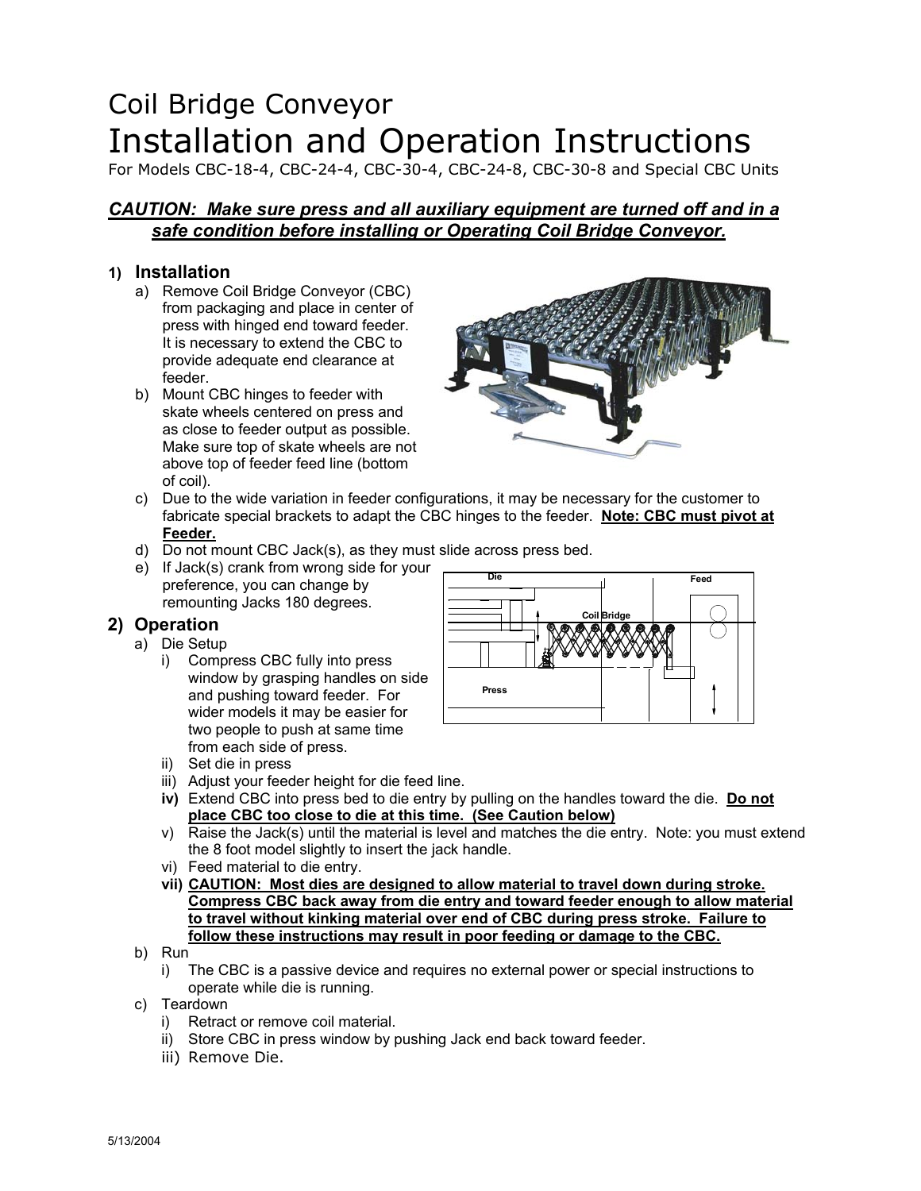# Coil Bridge Conveyor

# Installation and Operation Instructions

For Models CBC-18-4, CBC-24-4, CBC-30-4, CBC-24-8, CBC-30-8 and Special CBC Units

***CAUTION: Make sure press and all auxiliary equipment are turned off and in a safe condition before installing or Operating Coil Bridge Conveyor.***

## 1) Installation

a) Remove Coil Bridge Conveyor (CBC) from packaging and place in center of press with hinged end toward feeder. It is necessary to extend the CBC to provide adequate end clearance at feeder.

b) Mount CBC hinges to feeder with skate wheels centered on press and as close to feeder output as possible. Make sure top of skate wheels are not above top of feeder feed line (bottom of coil).

c) Due to the wide variation in feeder configurations, it may be necessary for the customer to fabricate special brackets to adapt the CBC hinges to the feeder. **Note: CBC must pivot at Feeder.**

d) Do not mount CBC Jack(s), as they must slide across press bed.

e) If Jack(s) crank from wrong side for your preference, you can change by remounting Jacks 180 degrees.

## 2) Operation

a) Die Setup

i) Compress CBC fully into press window by grasping handles on side and pushing toward feeder. For wider models it may be easier for two people to push at same time from each side of press.

ii) Set die in press

iii) Adjust your feeder height for die feed line.

**iv)** Extend CBC into press bed to die entry by pulling on the handles toward the die. **Do not place CBC too close to die at this time. (See Caution below)**

v) Raise the Jack(s) until the material is level and matches the die entry. Note: you must extend the 8 foot model slightly to insert the jack handle.

vi) Feed material to die entry.

**vii) CAUTION: Most dies are designed to allow material to travel down during stroke. Compress CBC back away from die entry and toward feeder enough to allow material to travel without kinking material over end of CBC during press stroke. Failure to follow these instructions may result in poor feeding or damage to the CBC.**

b) Run

i) The CBC is a passive device and requires no external power or special instructions to operate while die is running.

c) Teardown

i) Retract or remove coil material.

ii) Store CBC in press window by pushing Jack end back toward feeder.

iii) Remove Die.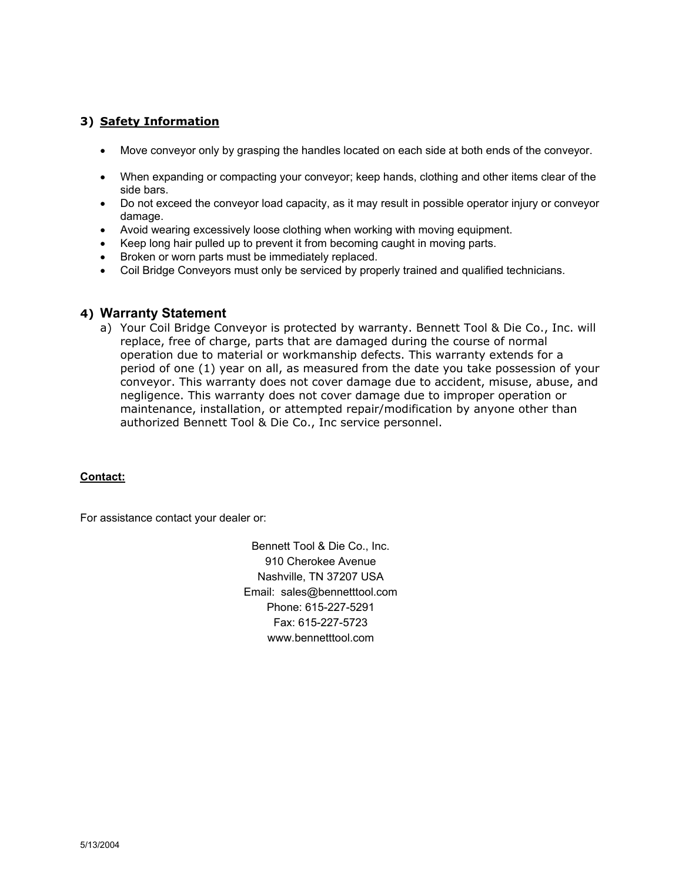## 3) Safety Information

- Move conveyor only by grasping the handles located on each side at both ends of the conveyor.
- When expanding or compacting your conveyor; keep hands, clothing and other items clear of the side bars.
- Do not exceed the conveyor load capacity, as it may result in possible operator injury or conveyor damage.
- Avoid wearing excessively loose clothing when working with moving equipment.
- Keep long hair pulled up to prevent it from becoming caught in moving parts.
- Broken or worn parts must be immediately replaced.
- Coil Bridge Conveyors must only be serviced by properly trained and qualified technicians.

## 4) Warranty Statement

a) Your Coil Bridge Conveyor is protected by warranty. Bennett Tool & Die Co., Inc. will replace, free of charge, parts that are damaged during the course of normal operation due to material or workmanship defects. This warranty extends for a period of one (1) year on all, as measured from the date you take possession of your conveyor. This warranty does not cover damage due to accident, misuse, abuse, and negligence. This warranty does not cover damage due to improper operation or maintenance, installation, or attempted repair/modification by anyone other than authorized Bennett Tool & Die Co., Inc service personnel.

**Contact:**

For assistance contact your dealer or:

Bennett Tool & Die Co., Inc.
910 Cherokee Avenue
Nashville, TN 37207 USA
Email: sales@bennetttool.com
Phone: 615-227-5291
Fax: 615-227-5723
www.bennetttool.com

5/13/2004